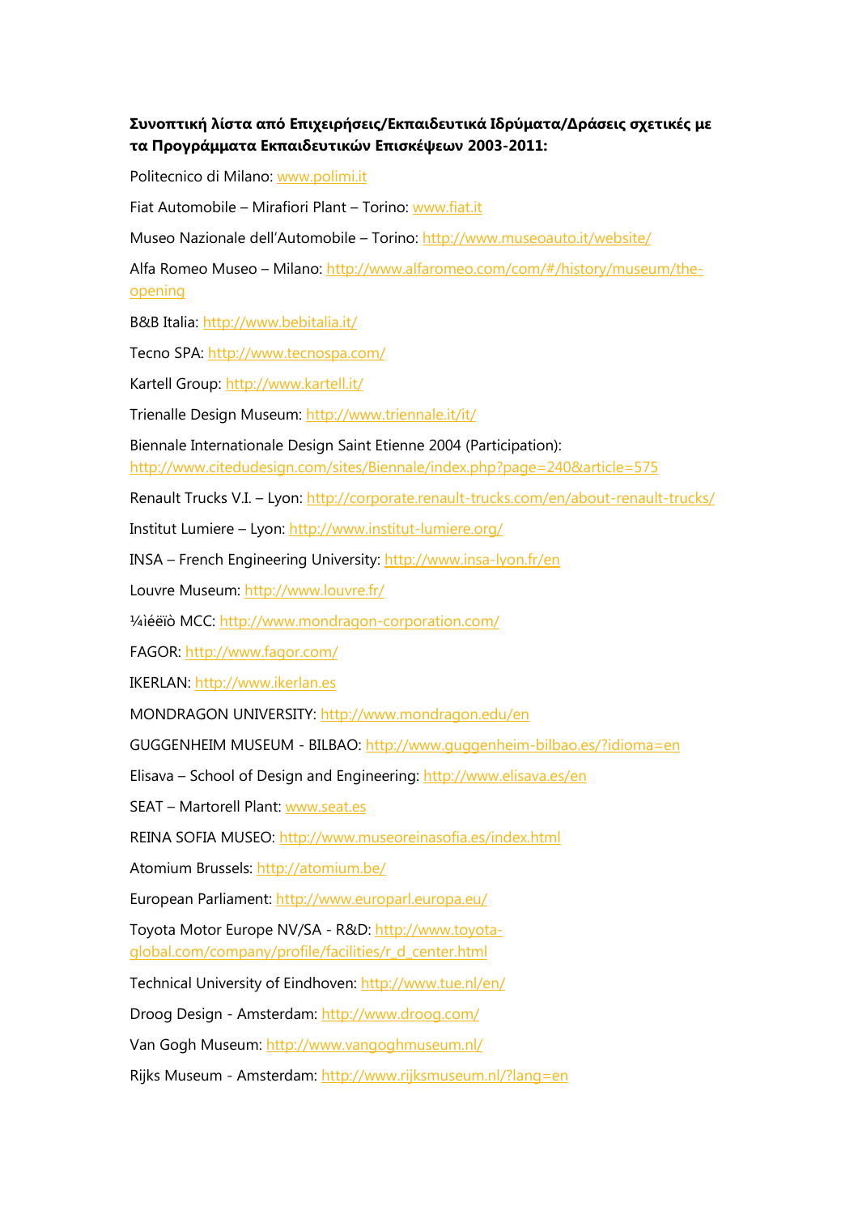**Συνοπτική λίστα από Επιχειρήσεις/Εκπαιδευτικά Ιδρύματα/Δράσεις σχετικές με τα Προγράμματα Εκπαιδευτικών Επισκέψεων 2003-2011:**

Politecnico di Milano: [www.polimi.it](www.polimi.it)

Fiat Automobile – Mirafiori Plant – Torino: [www.fiat.it](www.fiat.it)

Museo Nazionale dell'Automobile – Torino: [http://www.museoauto.it/website/](http://www.museoauto.it/website/)

Alfa Romeo Museo – Milano: [http://www.alfaromeo.com/com/#/history/museum/the-opening](http://www.alfaromeo.com/com/#/history/museum/the-opening)

B&B Italia: [http://www.bebitalia.it/](http://www.bebitalia.it/)

Tecno SPA: [http://www.tecnospa.com/](http://www.tecnospa.com/)

Kartell Group: [http://www.kartell.it/](http://www.kartell.it/)

Trienalle Design Museum: [http://www.triennale.it/it/](http://www.triennale.it/it/)

Biennale Internationale Design Saint Etienne 2004 (Participation): [http://www.citedudesign.com/sites/Biennale/index.php?page=240&article=575](http://www.citedudesign.com/sites/Biennale/index.php?page=240&article=575)

Renault Trucks V.I. – Lyon: [http://corporate.renault-trucks.com/en/about-renault-trucks/](http://corporate.renault-trucks.com/en/about-renault-trucks/)

Institut Lumiere – Lyon: [http://www.institut-lumiere.org/](http://www.institut-lumiere.org/)

INSA – French Engineering University: [http://www.insa-lyon.fr/en](http://www.insa-lyon.fr/en)

Louvre Museum: [http://www.louvre.fr/](http://www.louvre.fr/)

¼ìéëïò MCC: [http://www.mondragon-corporation.com/](http://www.mondragon-corporation.com/)

FAGOR: [http://www.fagor.com/](http://www.fagor.com/)

IKERLAN: [http://www.ikerlan.es](http://www.ikerlan.es)

MONDRAGON UNIVERSITY: [http://www.mondragon.edu/en](http://www.mondragon.edu/en)

GUGGENHEIM MUSEUM - BILBAO: [http://www.guggenheim-bilbao.es/?idioma=en](http://www.guggenheim-bilbao.es/?idioma=en)

Elisava – School of Design and Engineering: [http://www.elisava.es/en](http://www.elisava.es/en)

SEAT – Martorell Plant: [www.seat.es](www.seat.es)

REINA SOFIA MUSEO: [http://www.museoreinasofia.es/index.html](http://www.museoreinasofia.es/index.html)

Atomium Brussels: [http://atomium.be/](http://atomium.be/)

European Parliament: [http://www.europarl.europa.eu/](http://www.europarl.europa.eu/)

Toyota Motor Europe NV/SA - R&D: [http://www.toyota-global.com/company/profile/facilities/r_d_center.html](http://www.toyota-global.com/company/profile/facilities/r_d_center.html)

Technical University of Eindhoven: [http://www.tue.nl/en/](http://www.tue.nl/en/)

Droog Design - Amsterdam: [http://www.droog.com/](http://www.droog.com/)

Van Gogh Museum: [http://www.vangoghmuseum.nl/](http://www.vangoghmuseum.nl/)

Rijks Museum - Amsterdam: [http://www.rijksmuseum.nl/?lang=en](http://www.rijksmuseum.nl/?lang=en)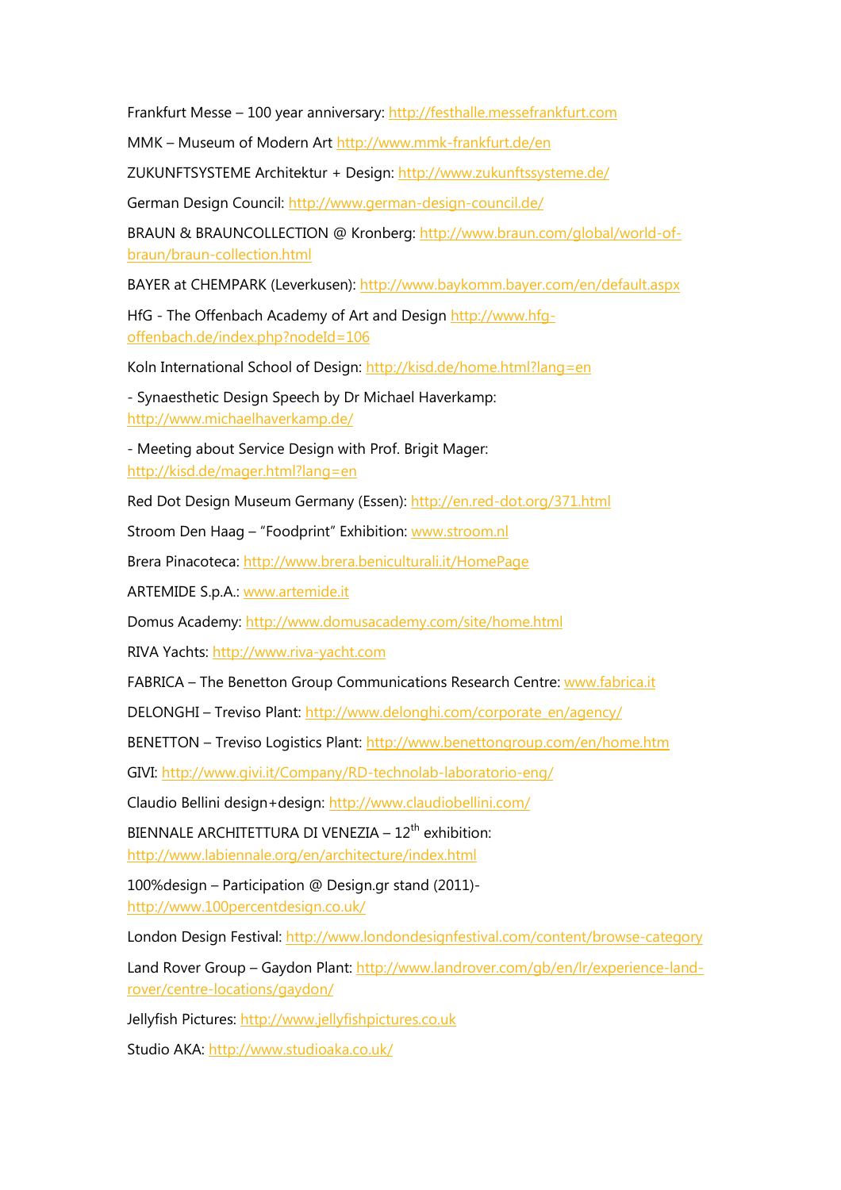Frankfurt Messe – 100 year anniversary: http://festhalle.messefrankfurt.com

MMK – Museum of Modern Art http://www.mmk-frankfurt.de/en

ZUKUNFTSSYSTEME Architektur + Design: http://www.zukunftssysteme.de/

German Design Council: http://www.german-design-council.de/

BRAUN & BRAUNCOLLECTION @ Kronberg: http://www.braun.com/global/world-of-braun/braun-collection.html

BAYER at CHEMPARK (Leverkusen): http://www.baykomm.bayer.com/en/default.aspx

HfG - The Offenbach Academy of Art and Design http://www.hfg-offenbach.de/index.php?nodeId=106

Koln International School of Design: http://kisd.de/home.html?lang=en

- Synaesthetic Design Speech by Dr Michael Haverkamp: http://www.michaelhaverkamp.de/

- Meeting about Service Design with Prof. Brigit Mager: http://kisd.de/mager.html?lang=en

Red Dot Design Museum Germany (Essen): http://en.red-dot.org/371.html

Stroom Den Haag – "Foodprint" Exhibition: www.stroom.nl

Brera Pinacoteca: http://www.brera.beniculturali.it/HomePage

ARTEMIDE S.p.A.: www.artemide.it

Domus Academy: http://www.domusacademy.com/site/home.html

RIVA Yachts: http://www.riva-yacht.com

FABRICA – The Benetton Group Communications Research Centre: www.fabrica.it

DELONGHI – Treviso Plant: http://www.delonghi.com/corporate_en/agency/

BENETTON – Treviso Logistics Plant: http://www.benettongroup.com/en/home.htm

GIVI: http://www.givi.it/Company/RD-technolab-laboratorio-eng/

Claudio Bellini design+design: http://www.claudiobellini.com/

BIENNALE ARCHITETTURA DI VENEZIA – 12th exhibition: http://www.labiennale.org/en/architecture/index.html

100%design – Participation @ Design.gr stand (2011)- http://www.100percentdesign.co.uk/

London Design Festival: http://www.londondesignfestival.com/content/browse-category

Land Rover Group – Gaydon Plant: http://www.landrover.com/gb/en/lr/experience-land-rover/centre-locations/gaydon/

Jellyfish Pictures: http://www.jellyfishpictures.co.uk

Studio AKA: http://www.studioaka.co.uk/